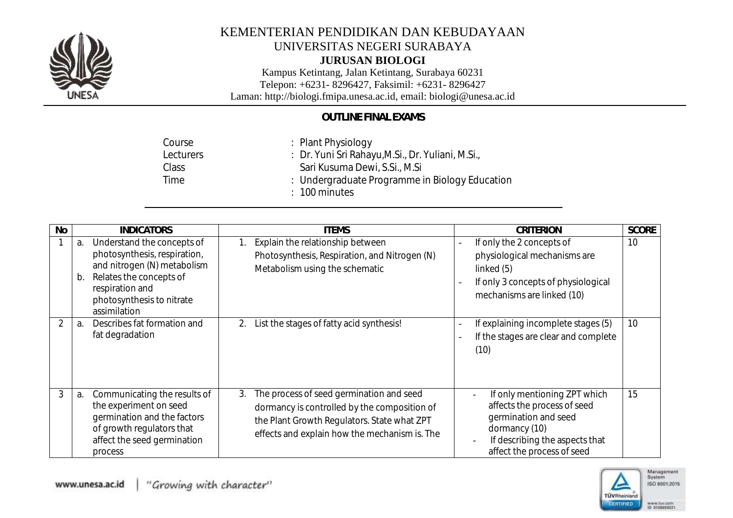KEMENTERIAN PENDIDIKAN DAN KEBUDAYAAN
UNIVERSITAS NEGERI SURABAYA
**JURUSAN BIOLOGI**
Kampus Ketintang, Jalan Ketintang, Surabaya 60231
Telepon: +6231- 8296427, Faksimil: +6231- 8296427
Laman: http://biologi.fmipa.unesa.ac.id, email: biologi@unesa.ac.id

## OUTLINE FINAL EXAMS

| | |
|---|---|
| Course | : Plant Physiology |
| Lecturers | : Dr. Yuni Sri Rahayu,M.Si., Dr. Yuliani, M.Si., Sari Kusuma Dewi, S.Si., M.Si |
| Class | : Undergraduate Programme in Biology Education |
| Time | : 100 minutes |

| No | INDICATORS | ITEMS | CRITERION | SCORE |
|---|---|---|---|---|
| 1 | a. Understand the concepts of photosynthesis, respiration, and nitrogen (N) metabolism<br>b. Relates the concepts of respiration and photosynthesis to nitrate assimilation | 1. Explain the relationship between Photosynthesis, Respiration, and Nitrogen (N) Metabolism using the schematic | - If only the 2 concepts of physiological mechanisms are linked (5)<br>- If only 3 concepts of physiological mechanisms are linked (10) | 10 |
| 2 | a. Describes fat formation and fat degradation | 2. List the stages of fatty acid synthesis! | - If explaining incomplete stages (5)<br>- If the stages are clear and complete (10) | 10 |
| 3 | a. Communicating the results of the experiment on seed germination and the factors of growth regulators that affect the seed germination process | 3. The process of seed germination and seed dormancy is controlled by the composition of the Plant Growth Regulators. State what ZPT effects and explain how the mechanism is. The | - If only mentioning ZPT which affects the process of seed germination and seed dormancy (10)<br>- If describing the aspects that affect the process of seed | 15 |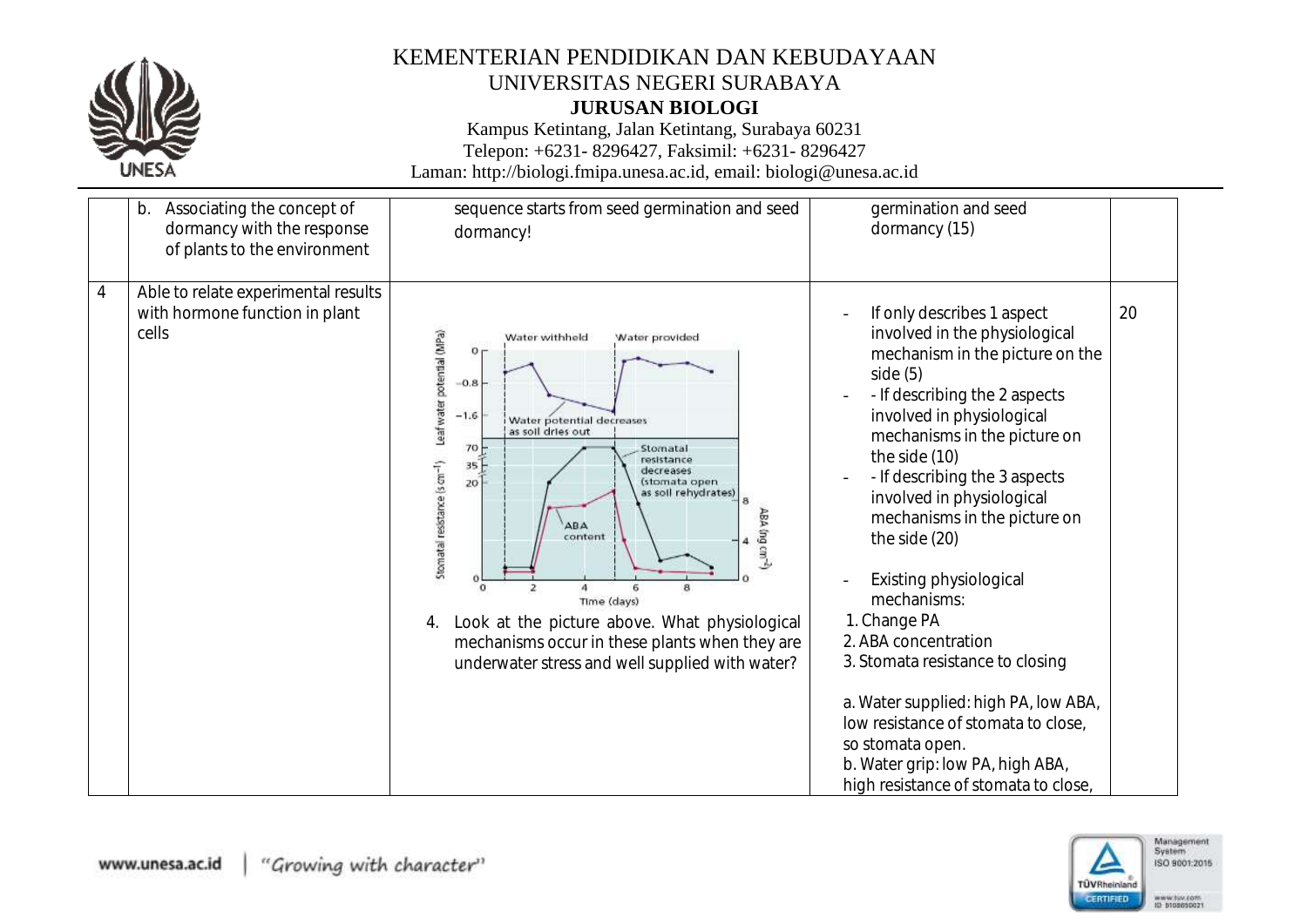| | | | | |
|---|---|---|---|---|
| | b. Associating the concept of dormancy with the response of plants to the environment | sequence starts from seed germination and seed dormancy! | germination and seed dormancy (15) | |
| 4 | Able to relate experimental results with hormone function in plant cells | 4. Look at the picture above. What physiological mechanisms occur in these plants when they are underwater stress and well supplied with water? | - If only describes 1 aspect involved in the physiological mechanism in the picture on the side (5)<br>- - If describing the 2 aspects involved in physiological mechanisms in the picture on the side (10)<br>- - If describing the 3 aspects involved in physiological mechanisms in the picture on the side (20)<br><br>- Existing physiological mechanisms:<br>1. Change PA<br>2. ABA concentration<br>3. Stomata resistance to closing<br><br>a. Water supplied: high PA, low ABA, low resistance of stomata to close, so stomata open.<br>b. Water grip: low PA, high ABA, high resistance of stomata to close, | 20 |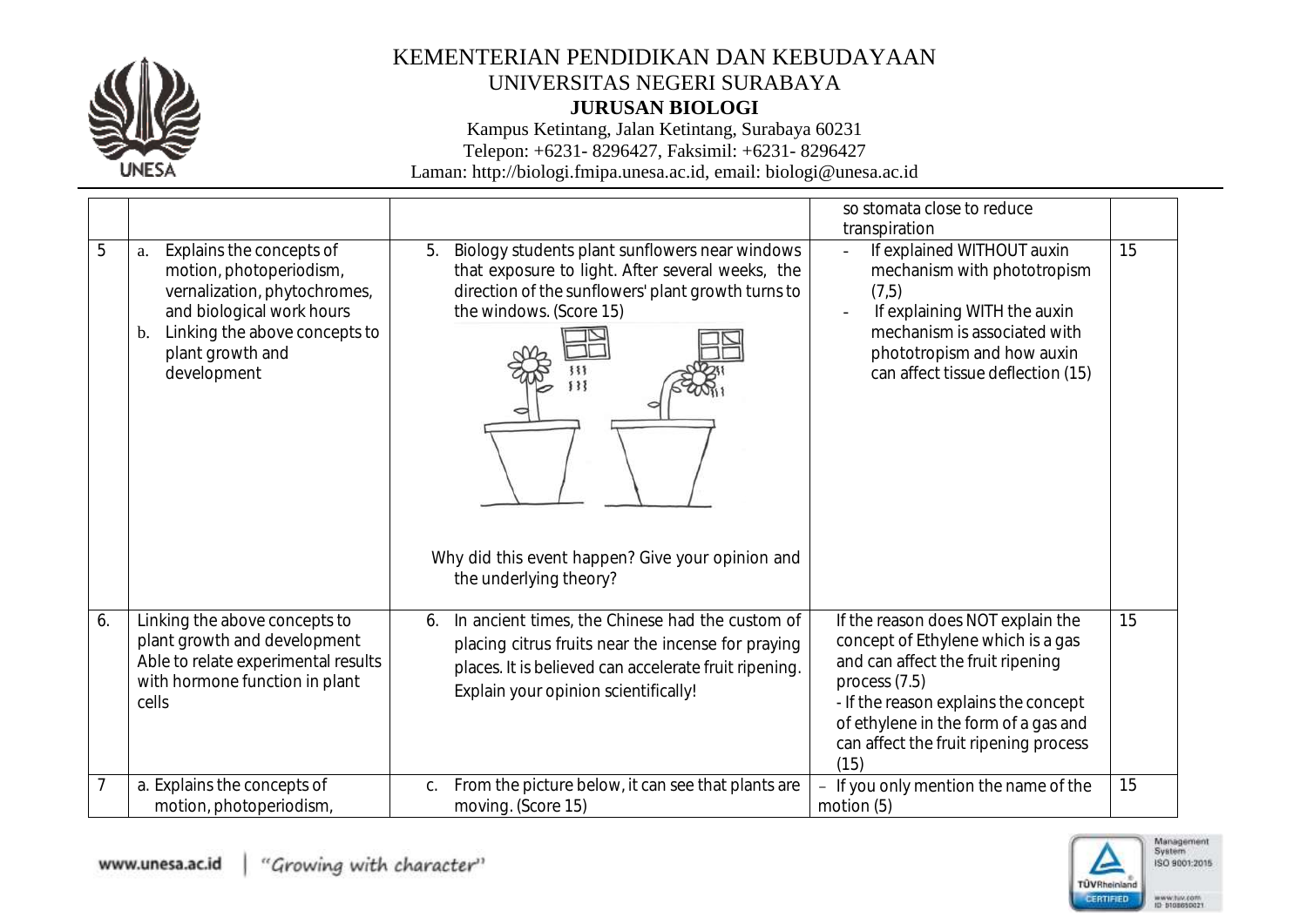# KEMENTERIAN PENDIDIKAN DAN KEBUDAYAAN
UNIVERSITAS NEGERI SURABAYA
**JURUSAN BIOLOGI**
Kampus Ketintang, Jalan Ketintang, Surabaya 60231
Telepon: +6231- 8296427, Faksimil: +6231- 8296427
Laman: http://biologi.fmipa.unesa.ac.id, email: biologi@unesa.ac.id

| | | | | |
|---|---|---|---|---|
| | | | so stomata close to reduce transpiration | |
| 5 | a. Explains the concepts of motion, photoperiodism, vernalization, phytochromes, and biological work hours<br>b. Linking the above concepts to plant growth and development | 5. Biology students plant sunflowers near windows that exposure to light. After several weeks, the direction of the sunflowers' plant growth turns to the windows. (Score 15)<br><br>Why did this event happen? Give your opinion and the underlying theory? | - If explained WITHOUT auxin mechanism with phototropism (7,5)<br>- If explaining WITH the auxin mechanism is associated with phototropism and how auxin can affect tissue deflection (15) | 15 |
| 6. | Linking the above concepts to plant growth and development<br>Able to relate experimental results with hormone function in plant cells | 6. In ancient times, the Chinese had the custom of placing citrus fruits near the incense for praying places. It is believed can accelerate fruit ripening. Explain your opinion scientifically! | If the reason does NOT explain the concept of Ethylene which is a gas and can affect the fruit ripening process (7.5)<br>- If the reason explains the concept of ethylene in the form of a gas and can affect the fruit ripening process (15) | 15 |
| 7 | a. Explains the concepts of motion, photoperiodism, | c. From the picture below, it can see that plants are moving. (Score 15) | – If you only mention the name of the motion (5) | 15 |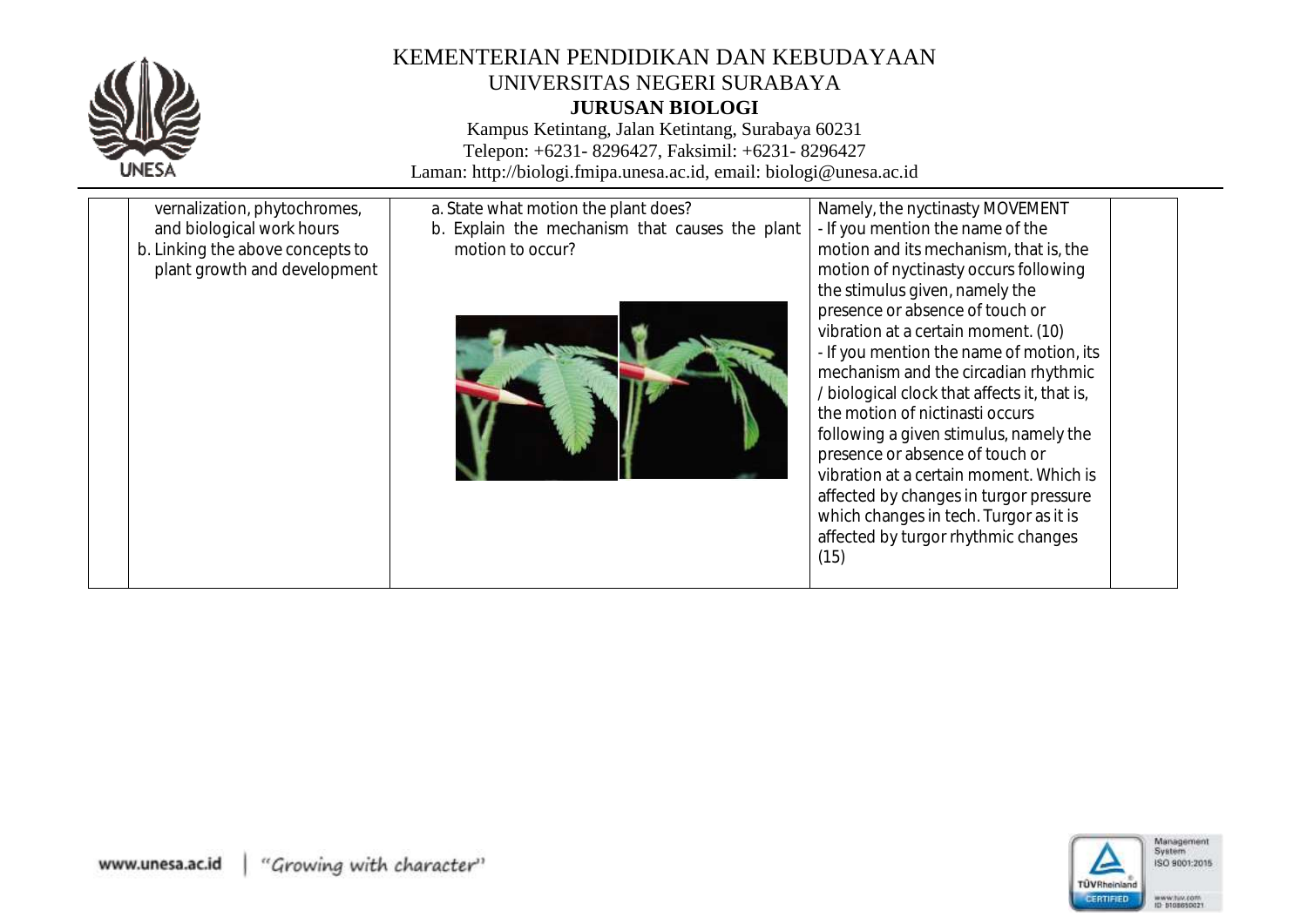# KEMENTERIAN PENDIDIKAN DAN KEBUDAYAAN
## UNIVERSITAS NEGERI SURABAYA
### JURUSAN BIOLOGI

Kampus Ketintang, Jalan Ketintang, Surabaya 60231
Telepon: +6231- 8296427, Faksimil: +6231- 8296427
Laman: http://biologi.fmipa.unesa.ac.id, email: biologi@unesa.ac.id

| | | | | |
|---|---|---|---|---|
| | vernalization, phytochromes, and biological work hours<br>b. Linking the above concepts to plant growth and development | a. State what motion the plant does?<br>b. Explain the mechanism that causes the plant motion to occur? | Namely, the nyctinasty MOVEMENT<br>- If you mention the name of the motion and its mechanism, that is, the motion of nyctinasty occurs following the stimulus given, namely the presence or absence of touch or vibration at a certain moment. (10)<br>- If you mention the name of motion, its mechanism and the circadian rhythmic / biological clock that affects it, that is, the motion of nictinasti occurs following a given stimulus, namely the presence or absence of touch or vibration at a certain moment. Which is affected by changes in turgor pressure which changes in tech. Turgor as it is affected by turgor rhythmic changes (15) | |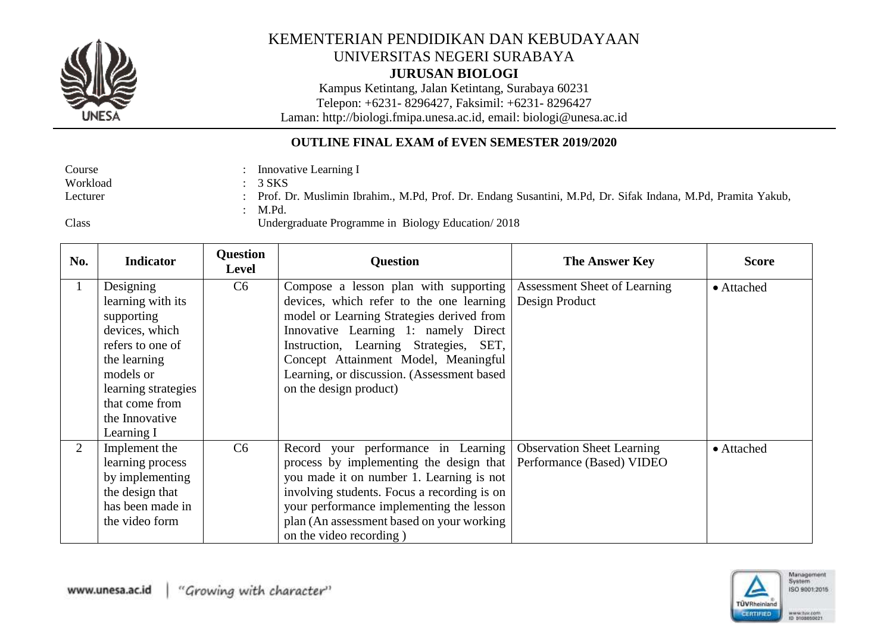KEMENTERIAN PENDIDIKAN DAN KEBUDAYAAN
UNIVERSITAS NEGERI SURABAYA
**JURUSAN BIOLOGI**
Kampus Ketintang, Jalan Ketintang, Surabaya 60231
Telepon: +6231- 8296427, Faksimil: +6231- 8296427
Laman: http://biologi.fmipa.unesa.ac.id, email: biologi@unesa.ac.id

**OUTLINE FINAL EXAM of EVEN SEMESTER 2019/2020**

Course : Innovative Learning I
Workload : 3 SKS
Lecturer : Prof. Dr. Muslimin Ibrahim., M.Pd, Prof. Dr. Endang Susantini, M.Pd, Dr. Sifak Indana, M.Pd, Pramita Yakub, M.Pd.
Class : Undergraduate Programme in Biology Education/ 2018

| No. | Indicator | Question Level | Question | The Answer Key | Score |
|---|---|---|---|---|---|
| 1 | Designing learning with its supporting devices, which refers to one of the learning models or learning strategies that come from the Innovative Learning I | C6 | Compose a lesson plan with supporting devices, which refer to the one learning model or Learning Strategies derived from Innovative Learning 1: namely Direct Instruction, Learning Strategies, SET, Concept Attainment Model, Meaningful Learning, or discussion. (Assessment based on the design product) | Assessment Sheet of Learning Design Product | • Attached |
| 2 | Implement the learning process by implementing the design that has been made in the video form | C6 | Record your performance in Learning process by implementing the design that you made it on number 1. Learning is not involving students. Focus a recording is on your performance implementing the lesson plan (An assessment based on your working on the video recording ) | Observation Sheet Learning Performance (Based) VIDEO | • Attached |

www.unesa.ac.id | "Growing with character"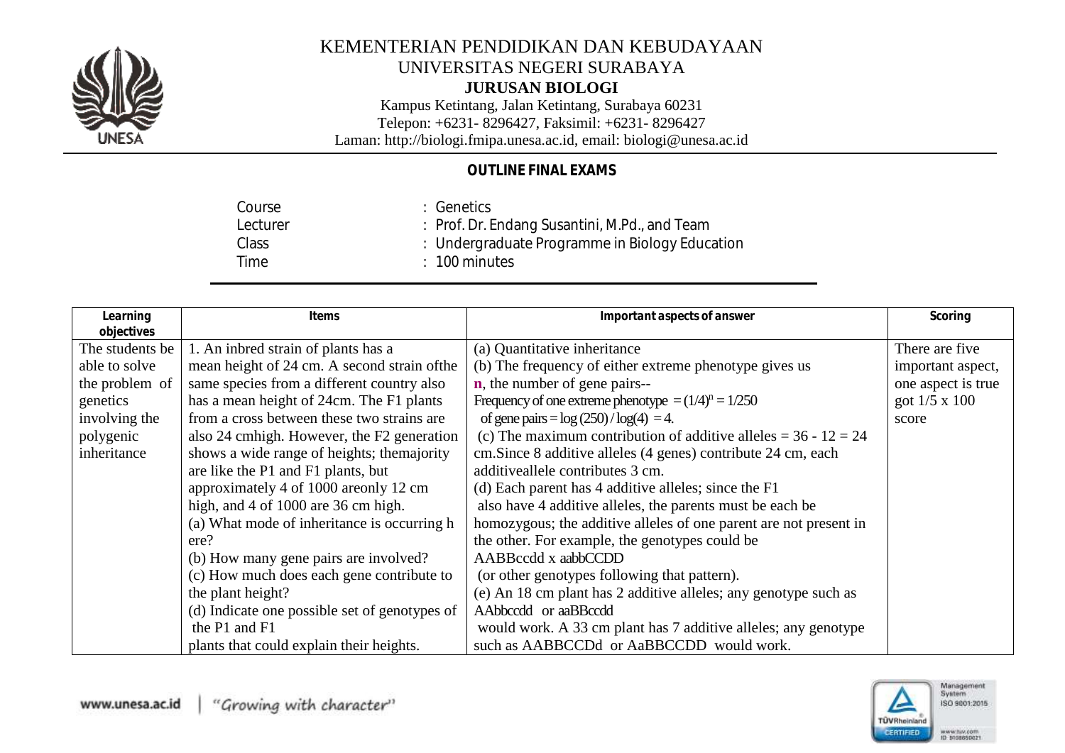KEMENTERIAN PENDIDIKAN DAN KEBUDAYAAN
UNIVERSITAS NEGERI SURABAYA
**JURUSAN BIOLOGI**
Kampus Ketintang, Jalan Ketintang, Surabaya 60231
Telepon: +6231- 8296427, Faksimil: +6231- 8296427
Laman: http://biologi.fmipa.unesa.ac.id, email: biologi@unesa.ac.id

## OUTLINE FINAL EXAMS

| | |
|---|---|
| Course | : Genetics |
| Lecturer | : Prof. Dr. Endang Susantini, M.Pd., and Team |
| Class | : Undergraduate Programme in Biology Education |
| Time | : 100 minutes |

| Learning objectives | Items | Important aspects of answer | Scoring |
|---|---|---|---|
| The students be able to solve the problem of genetics involving the polygenic inheritance | 1. An inbred strain of plants has a mean height of 24 cm. A second strain ofthe same species from a different country also has a mean height of 24cm. The F1 plants from a cross between these two strains are also 24 cmhigh. However, the F2 generation shows a wide range of heights; themajority are like the P1 and F1 plants, but approximately 4 of 1000 areonly 12 cm high, and 4 of 1000 are 36 cm high.<br>(a) What mode of inheritance is occurring h ere?<br>(b) How many gene pairs are involved?<br>(c) How much does each gene contribute to the plant height?<br>(d) Indicate one possible set of genotypes of the P1 and F1 plants that could explain their heights. | (a) Quantitative inheritance<br>(b) The frequency of either extreme phenotype gives us **n**, the number of gene pairs--<br>Frequency of one extreme phenotype $= (1/4)^n = 1/250$<br>of gene pairs $= \log(250) / \log(4) = 4$.<br>(c) The maximum contribution of additive alleles = 36 - 12 = 24 cm.Since 8 additive alleles (4 genes) contribute 24 cm, each additiveallele contributes 3 cm.<br>(d) Each parent has 4 additive alleles; since the F1 also have 4 additive alleles, the parents must be each be homozygous; the additive alleles of one parent are not present in the other. For example, the genotypes could be AABBccdd x aabbCCDD (or other genotypes following that pattern).<br>(e) An 18 cm plant has 2 additive alleles; any genotype such as AAbbccdd or aaBBccdd would work. A 33 cm plant has 7 additive alleles; any genotype such as AABBCCDd or AaBBCCDD would work. | There are five important aspect, one aspect is true got 1/5 x 100 score |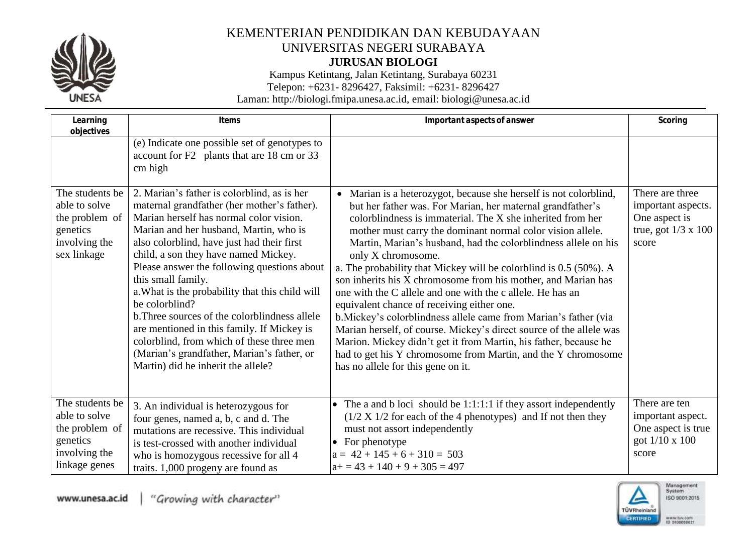# KEMENTERIAN PENDIDIKAN DAN KEBUDAYAAN
## UNIVERSITAS NEGERI SURABAYA
### JURUSAN BIOLOGI

Kampus Ketintang, Jalan Ketintang, Surabaya 60231
Telepon: +6231- 8296427, Faksimil: +6231- 8296427
Laman: http://biologi.fmipa.unesa.ac.id, email: biologi@unesa.ac.id

| Learning objectives | Items | Important aspects of answer | Scoring |
|---|---|---|---|
| | (e) Indicate one possible set of genotypes to account for F2 plants that are 18 cm or 33 cm high | | |
| The students be able to solve the problem of genetics involving the sex linkage | 2. Marian's father is colorblind, as is her maternal grandfather (her mother's father). Marian herself has normal color vision. Marian and her husband, Martin, who is also colorblind, have just had their first child, a son they have named Mickey. Please answer the following questions about this small family.<br>a. What is the probability that this child will be colorblind?<br>b. Three sources of the colorblindness allele are mentioned in this family. If Mickey is colorblind, from which of these three men (Marian's grandfather, Marian's father, or Martin) did he inherit the allele? | • Marian is a heterozygot, because she herself is not colorblind, but her father was. For Marian, her maternal grandfather's colorblindness is immaterial. The X she inherited from her mother must carry the dominant normal color vision allele. Martin, Marian's husband, had the colorblindness allele on his only X chromosome.<br>a. The probability that Mickey will be colorblind is 0.5 (50%). A son inherits his X chromosome from his mother, and Marian has one with the C allele and one with the c allele. He has an equivalent chance of receiving either one.<br>b. Mickey's colorblindness allele came from Marian's father (via Marian herself, of course. Mickey's direct source of the allele was Marion. Mickey didn't get it from Martin, his father, because he had to get his Y chromosome from Martin, and the Y chromosome has no allele for this gene on it. | There are three important aspects. One aspect is true, got 1/3 x 100 score |
| The students be able to solve the problem of genetics involving the linkage genes | 3. An individual is heterozygous for four genes, named a, b, c and d. The mutations are recessive. This individual is test-crossed with another individual who is homozygous recessive for all 4 traits. 1,000 progeny are found as | • The a and b loci should be 1:1:1:1 if they assort independently (1/2 X 1/2 for each of the 4 phenotypes) and If not then they must not assort independently<br>• For phenotype<br>a = 42 + 145 + 6 + 310 = 503<br>a+ = 43 + 140 + 9 + 305 = 497 | There are ten important aspect. One aspect is true got 1/10 x 100 score |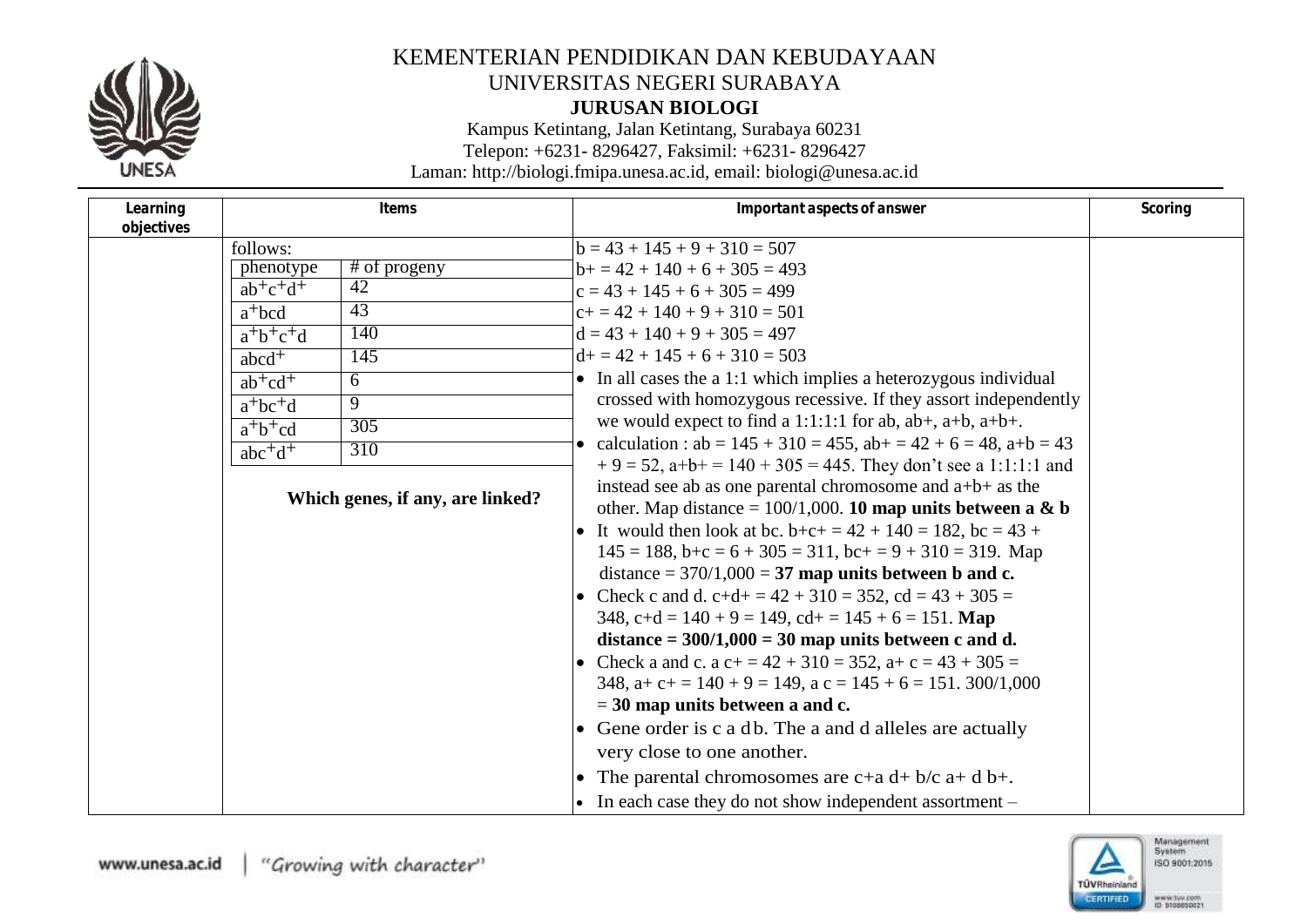| Learning objectives | Items | Important aspects of answer | Scoring |
|---|---|---|---|
| | follows:<br><br>phenotype / # of progeny<br>$ab^+c^+d^+$ — 42<br>$a^+bcd$ — 43<br>$a^+b^+c^+d$ — 140<br>$abcd^+$ — 145<br>$ab^+cd^+$ — 6<br>$a^+bc^+d$ — 9<br>$a^+b^+cd$ — 305<br>$abc^+d^+$ — 310<br><br>**Which genes, if any, are linked?** | b = 43 + 145 + 9 + 310 = 507<br>b+ = 42 + 140 + 6 + 305 = 493<br>c = 43 + 145 + 6 + 305 = 499<br>c+ = 42 + 140 + 9 + 310 = 501<br>d = 43 + 140 + 9 + 305 = 497<br>d+ = 42 + 145 + 6 + 310 = 503<br>• In all cases the a 1:1 which implies a heterozygous individual crossed with homozygous recessive. If they assort independently we would expect to find a 1:1:1:1 for ab, ab+, a+b, a+b+.<br>• calculation : ab = 145 + 310 = 455, ab+ = 42 + 6 = 48, a+b = 43 + 9 = 52, a+b+ = 140 + 305 = 445. They don't see a 1:1:1:1 and instead see ab as one parental chromosome and a+b+ as the other. Map distance = 100/1,000. **10 map units between a & b**<br>• It would then look at bc. b+c+ = 42 + 140 = 182, bc = 43 + 145 = 188, b+c = 6 + 305 = 311, bc+ = 9 + 310 = 319. Map distance = 370/1,000 = **37 map units between b and c.**<br>• Check c and d. c+d+ = 42 + 310 = 352, cd = 43 + 305 = 348, c+d = 140 + 9 = 149, cd+ = 145 + 6 = 151. **Map distance = 300/1,000 = 30 map units between c and d.**<br>• Check a and c. a c+ = 42 + 310 = 352, a+ c = 43 + 305 = 348, a+ c+ = 140 + 9 = 149, a c = 145 + 6 = 151. 300/1,000 = **30 map units between a and c.**<br>• Gene order is c a d b. The a and d alleles are actually very close to one another.<br>• The parental chromosomes are c+a d+ b/c a+ d b+.<br>• In each case they do not show independent assortment – | |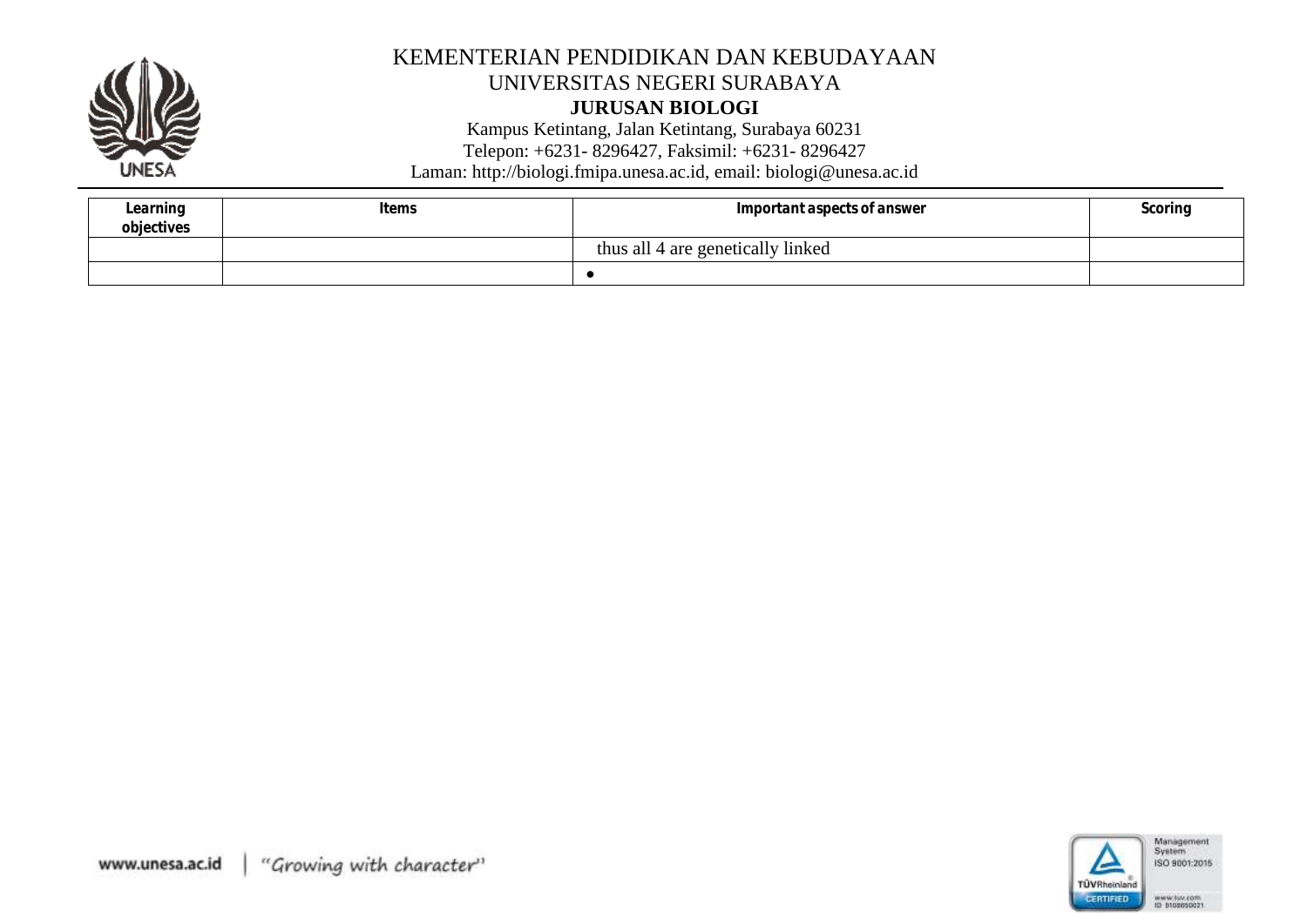KEMENTERIAN PENDIDIKAN DAN KEBUDAYAAN
UNIVERSITAS NEGERI SURABAYA
**JURUSAN BIOLOGI**
Kampus Ketintang, Jalan Ketintang, Surabaya 60231
Telepon: +6231- 8296427, Faksimil: +6231- 8296427
Laman: http://biologi.fmipa.unesa.ac.id, email: biologi@unesa.ac.id

| Learning objectives | Items | Important aspects of answer | Scoring |
|---|---|---|---|
| | | thus all 4 are genetically linked | |
| | | • | |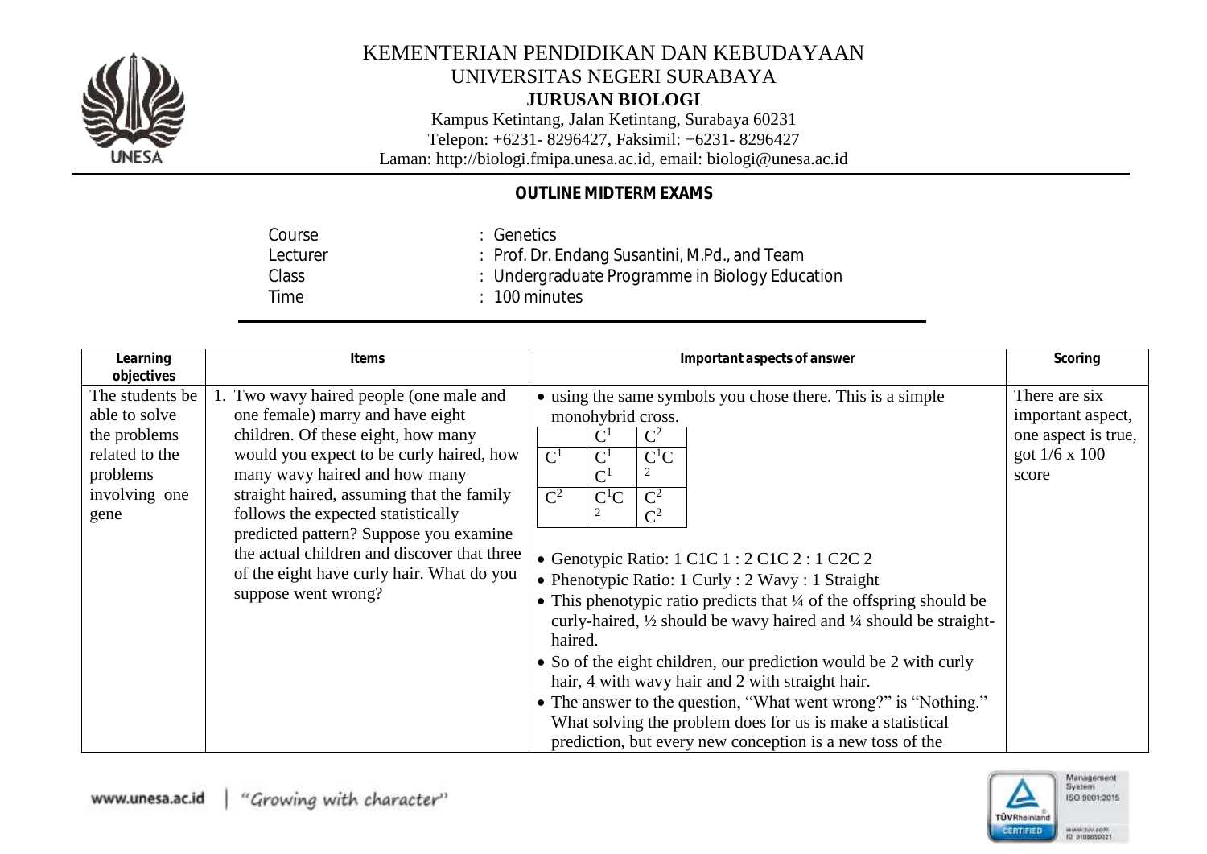KEMENTERIAN PENDIDIKAN DAN KEBUDAYAAN
UNIVERSITAS NEGERI SURABAYA
**JURUSAN BIOLOGI**
Kampus Ketintang, Jalan Ketintang, Surabaya 60231
Telepon: +6231- 8296427, Faksimil: +6231- 8296427
Laman: http://biologi.fmipa.unesa.ac.id, email: biologi@unesa.ac.id

## OUTLINE MIDTERM EXAMS

| | |
|---|---|
| Course | : Genetics |
| Lecturer | : Prof. Dr. Endang Susantini, M.Pd., and Team |
| Class | : Undergraduate Programme in Biology Education |
| Time | : 100 minutes |

| Learning objectives | Items | Important aspects of answer | Scoring |
|---|---|---|---|
| The students be able to solve the problems related to the problems involving one gene | 1. Two wavy haired people (one male and one female) marry and have eight children. Of these eight, how many would you expect to be curly haired, how many wavy haired and how many straight haired, assuming that the family follows the expected statistically predicted pattern? Suppose you examine the actual children and discover that three of the eight have curly hair. What do you suppose went wrong? | • using the same symbols you chose there. This is a simple monohybrid cross.<br><br>Punnett square (rows C$^1$, C$^2$; columns C$^1$, C$^2$):<br>C$^1$ × C$^1$ = C$^1$C$^1$; C$^1$ × C$^2$ = C$^1$C$^2$<br>C$^2$ × C$^1$ = C$^1$C$^2$; C$^2$ × C$^2$ = C$^2$C$^2$<br><br>• Genotypic Ratio: 1 C1C 1 : 2 C1C 2 : 1 C2C 2<br>• Phenotypic Ratio: 1 Curly : 2 Wavy : 1 Straight<br>• This phenotypic ratio predicts that ¼ of the offspring should be curly-haired, ½ should be wavy haired and ¼ should be straight-haired.<br>• So of the eight children, our prediction would be 2 with curly hair, 4 with wavy hair and 2 with straight hair.<br>• The answer to the question, "What went wrong?" is "Nothing." What solving the problem does for us is make a statistical prediction, but every new conception is a new toss of the | There are six important aspect, one aspect is true, got 1/6 x 100 score |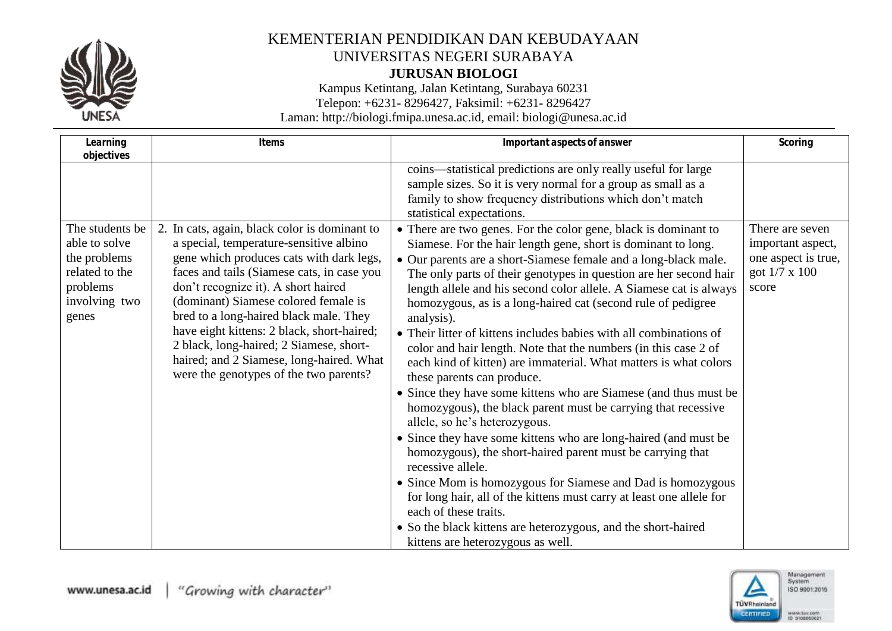KEMENTERIAN PENDIDIKAN DAN KEBUDAYAAN
UNIVERSITAS NEGERI SURABAYA
**JURUSAN BIOLOGI**
Kampus Ketintang, Jalan Ketintang, Surabaya 60231
Telepon: +6231- 8296427, Faksimil: +6231- 8296427
Laman: http://biologi.fmipa.unesa.ac.id, email: biologi@unesa.ac.id

| Learning objectives | Items | Important aspects of answer | Scoring |
|---|---|---|---|
| | | coins—statistical predictions are only really useful for large sample sizes. So it is very normal for a group as small as a family to show frequency distributions which don't match statistical expectations. | |
| The students be able to solve the problems related to the problems involving two genes | 2. In cats, again, black color is dominant to a special, temperature-sensitive albino gene which produces cats with dark legs, faces and tails (Siamese cats, in case you don't recognize it). A short haired (dominant) Siamese colored female is bred to a long-haired black male. They have eight kittens: 2 black, short-haired; 2 black, long-haired; 2 Siamese, short-haired; and 2 Siamese, long-haired. What were the genotypes of the two parents? | • There are two genes. For the color gene, black is dominant to Siamese. For the hair length gene, short is dominant to long.<br>• Our parents are a short-Siamese female and a long-black male. The only parts of their genotypes in question are her second hair length allele and his second color allele. A Siamese cat is always homozygous, as is a long-haired cat (second rule of pedigree analysis).<br>• Their litter of kittens includes babies with all combinations of color and hair length. Note that the numbers (in this case 2 of each kind of kitten) are immaterial. What matters is what colors these parents can produce.<br>• Since they have some kittens who are Siamese (and thus must be homozygous), the black parent must be carrying that recessive allele, so he's heterozygous.<br>• Since they have some kittens who are long-haired (and must be homozygous), the short-haired parent must be carrying that recessive allele.<br>• Since Mom is homozygous for Siamese and Dad is homozygous for long hair, all of the kittens must carry at least one allele for each of these traits.<br>• So the black kittens are heterozygous, and the short-haired kittens are heterozygous as well. | There are seven important aspect, one aspect is true, got 1/7 x 100 score |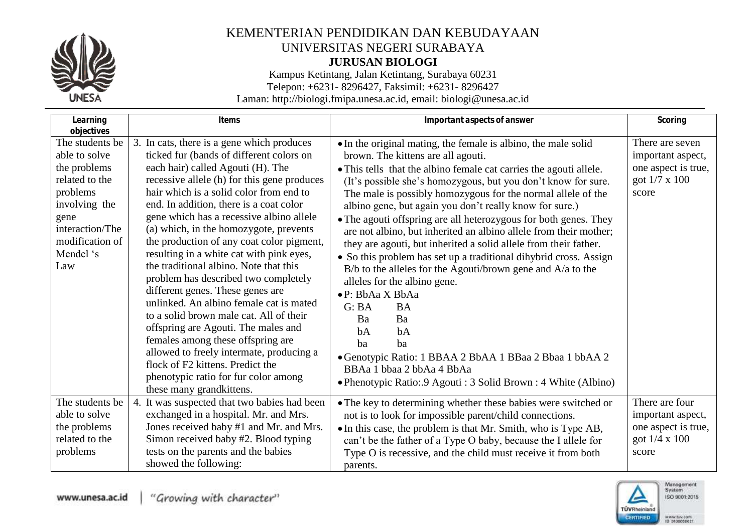# KEMENTERIAN PENDIDIKAN DAN KEBUDAYAAN
## UNIVERSITAS NEGERI SURABAYA
### JURUSAN BIOLOGI

Kampus Ketintang, Jalan Ketintang, Surabaya 60231
Telepon: +6231- 8296427, Faksimil: +6231- 8296427
Laman: http://biologi.fmipa.unesa.ac.id, email: biologi@unesa.ac.id

| Learning objectives | Items | Important aspects of answer | Scoring |
|---|---|---|---|
| The students be able to solve the problems related to the problems involving the gene interaction/The modification of Mendel 's Law | 3. In cats, there is a gene which produces ticked fur (bands of different colors on each hair) called Agouti (H). The recessive allele (h) for this gene produces hair which is a solid color from end to end. In addition, there is a coat color gene which has a recessive albino allele (a) which, in the homozygote, prevents the production of any coat color pigment, resulting in a white cat with pink eyes, the traditional albino. Note that this problem has described two completely different genes. These genes are unlinked. An albino female cat is mated to a solid brown male cat. All of their offspring are Agouti. The males and females among these offspring are allowed to freely intermate, producing a flock of F2 kittens. Predict the phenotypic ratio for fur color among these many grandkittens. | • In the original mating, the female is albino, the male solid brown. The kittens are all agouti.<br>• This tells that the albino female cat carries the agouti allele. (It's possible she's homozygous, but you don't know for sure. The male is possibly homozygous for the normal allele of the albino gene, but again you don't really know for sure.)<br>• The agouti offspring are all heterozygous for both genes. They are not albino, but inherited an albino allele from their mother; they are agouti, but inherited a solid allele from their father.<br>• So this problem has set up a traditional dihybrid cross. Assign B/b to the alleles for the Agouti/brown gene and A/a to the alleles for the albino gene.<br>• P: BbAa X BbAa<br>G: BA BA<br>Ba Ba<br>bA bA<br>ba ba<br>• Genotypic Ratio: 1 BBAA 2 BbAA 1 BBaa 2 Bbaa 1 bbAA 2 BBAa 1 bbaa 2 bbAa 4 BbAa<br>• Phenotypic Ratio:.9 Agouti : 3 Solid Brown : 4 White (Albino) | There are seven important aspect, one aspect is true, got 1/7 x 100 score |
| The students be able to solve the problems related to the problems | 4. It was suspected that two babies had been exchanged in a hospital. Mr. and Mrs. Jones received baby #1 and Mr. and Mrs. Simon received baby #2. Blood typing tests on the parents and the babies showed the following: | • The key to determining whether these babies were switched or not is to look for impossible parent/child connections.<br>• In this case, the problem is that Mr. Smith, who is Type AB, can't be the father of a Type O baby, because the I allele for Type O is recessive, and the child must receive it from both parents. | There are four important aspect, one aspect is true, got 1/4 x 100 score |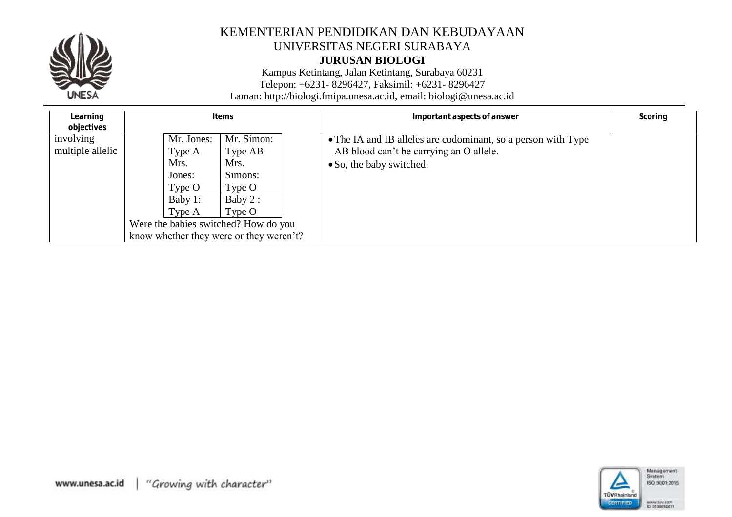| Learning objectives | Items | Important aspects of answer | Scoring |
|---|---|---|---|
| involving multiple allelic | Mr. Jones: Type A<br>Mrs. Jones: Type O<br>Mr. Simon: Type AB<br>Mrs. Simons: Type O<br>Baby 1: Type A<br>Baby 2 : Type O<br>Were the babies switched? How do you know whether they were or they weren't? | • The IA and IB alleles are codominant, so a person with Type AB blood can't be carrying an O allele.<br>• So, the baby switched. | |